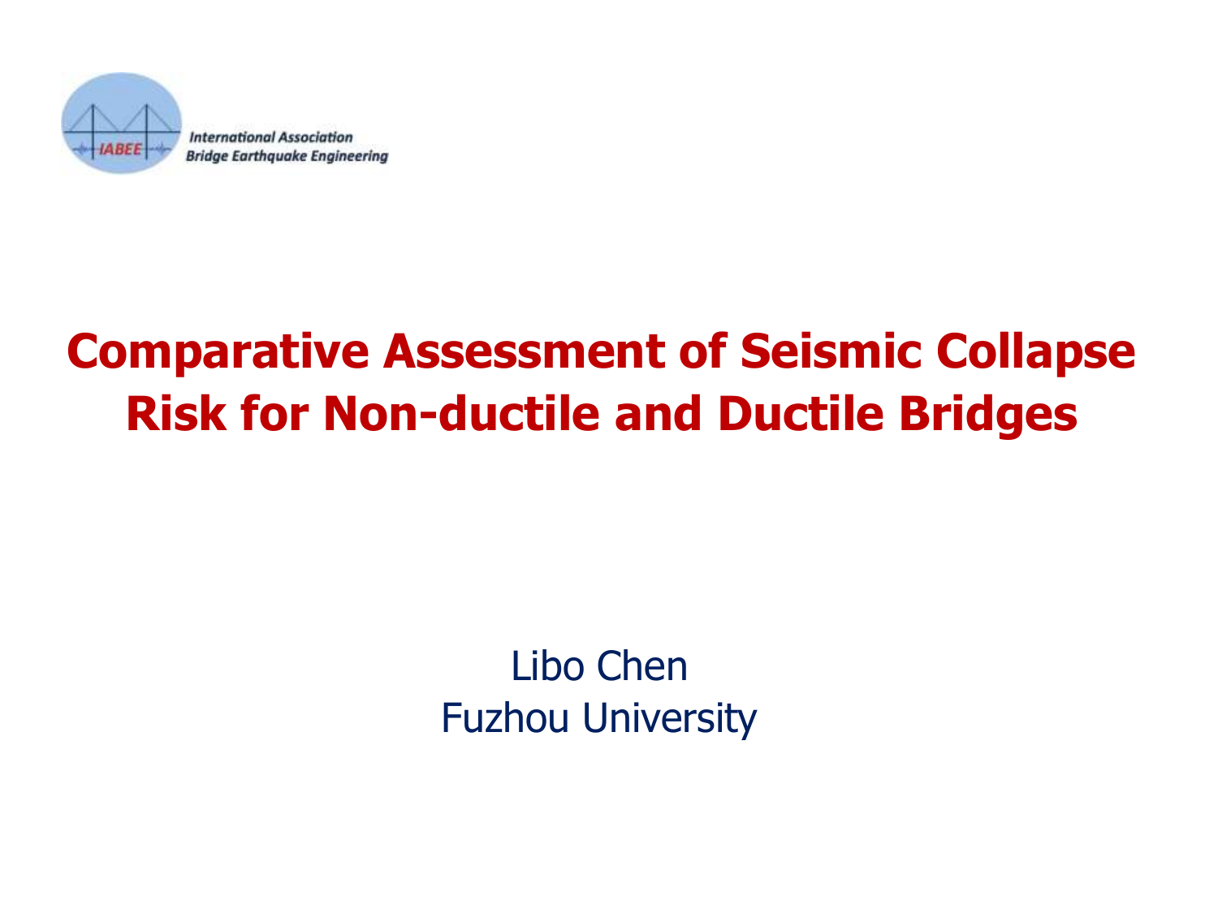International Association
Bridge Earthquake Engineering

# Comparative Assessment of Seismic Collapse Risk for Non-ductile and Ductile Bridges

Libo Chen
Fuzhou University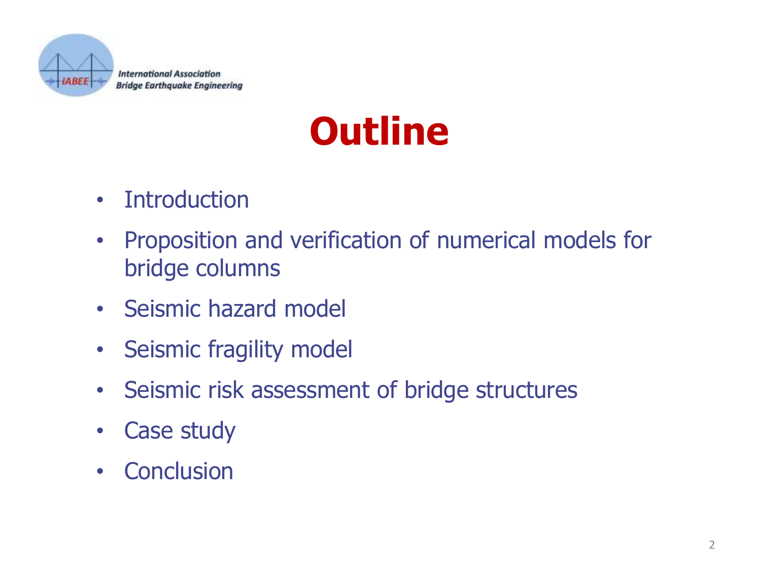# Outline

- Introduction
- Proposition and verification of numerical models for bridge columns
- Seismic hazard model
- Seismic fragility model
- Seismic risk assessment of bridge structures
- Case study
- Conclusion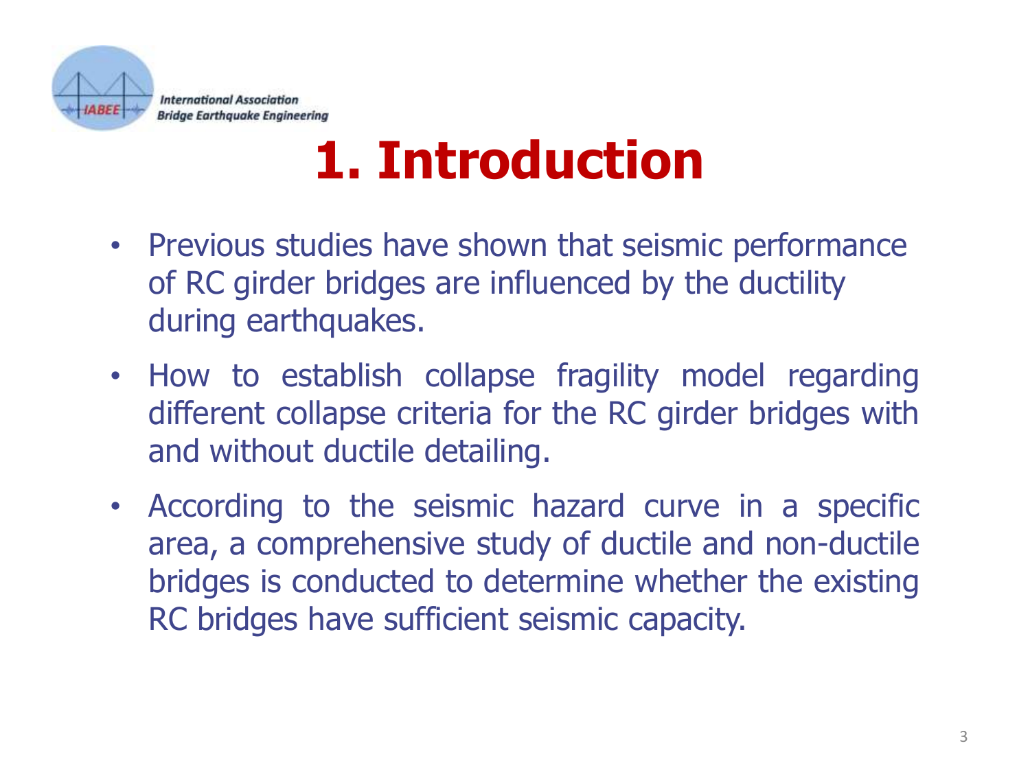# 1. Introduction

- Previous studies have shown that seismic performance of RC girder bridges are influenced by the ductility during earthquakes.
- How to establish collapse fragility model regarding different collapse criteria for the RC girder bridges with and without ductile detailing.
- According to the seismic hazard curve in a specific area, a comprehensive study of ductile and non-ductile bridges is conducted to determine whether the existing RC bridges have sufficient seismic capacity.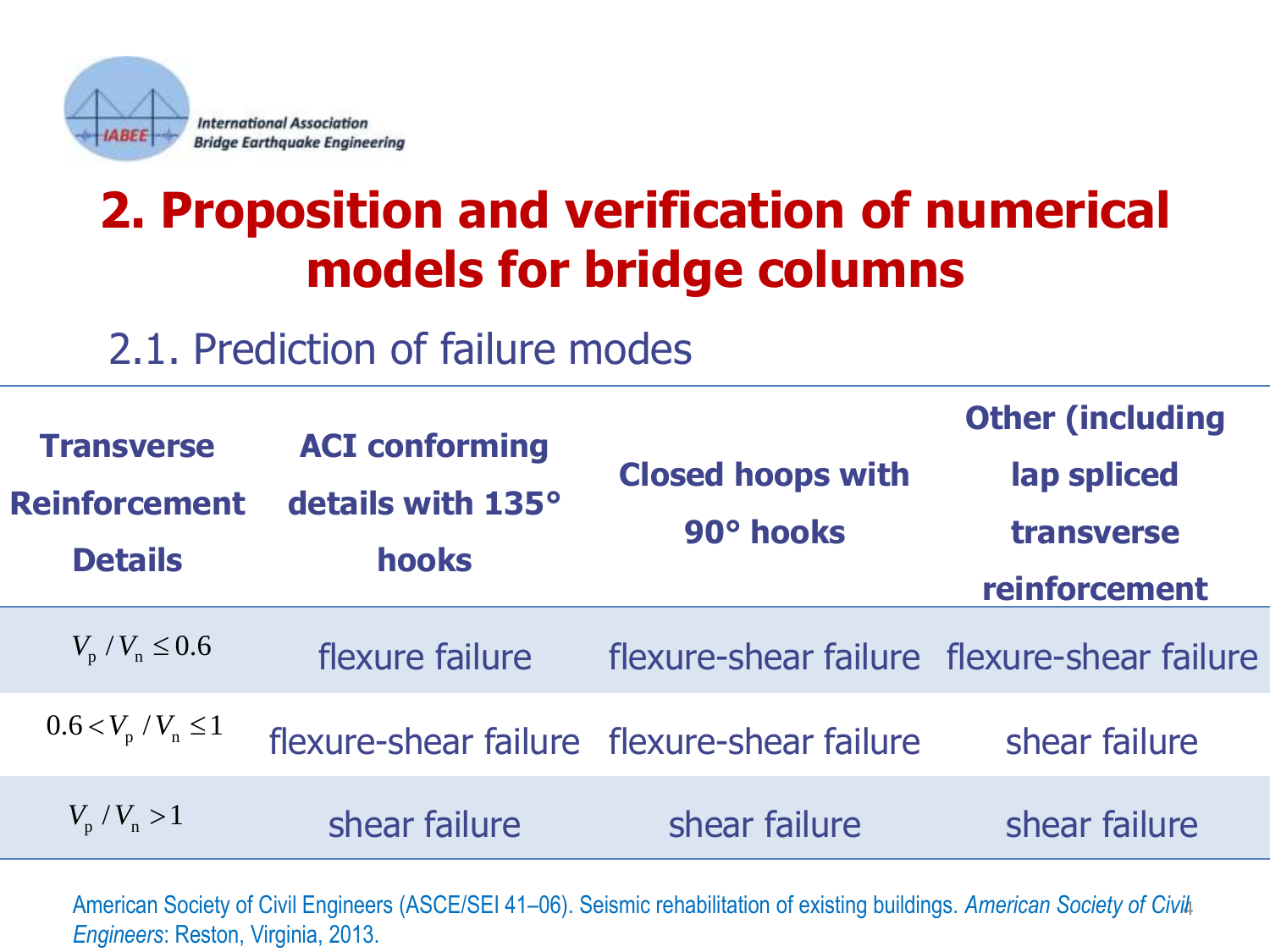International Association Bridge Earthquake Engineering

# 2. Proposition and verification of numerical models for bridge columns

## 2.1. Prediction of failure modes

| Transverse Reinforcement Details | ACI conforming details with 135° hooks | Closed hoops with 90° hooks | Other (including lap spliced transverse reinforcement |
|---|---|---|---|
| $V_p / V_n \leq 0.6$ | flexure failure | flexure-shear failure | flexure-shear failure |
| $0.6 < V_p / V_n \leq 1$ | flexure-shear failure | flexure-shear failure | shear failure |
| $V_p / V_n > 1$ | shear failure | shear failure | shear failure |

American Society of Civil Engineers (ASCE/SEI 41–06). Seismic rehabilitation of existing buildings. *American Society of Civil Engineers*: Reston, Virginia, 2013.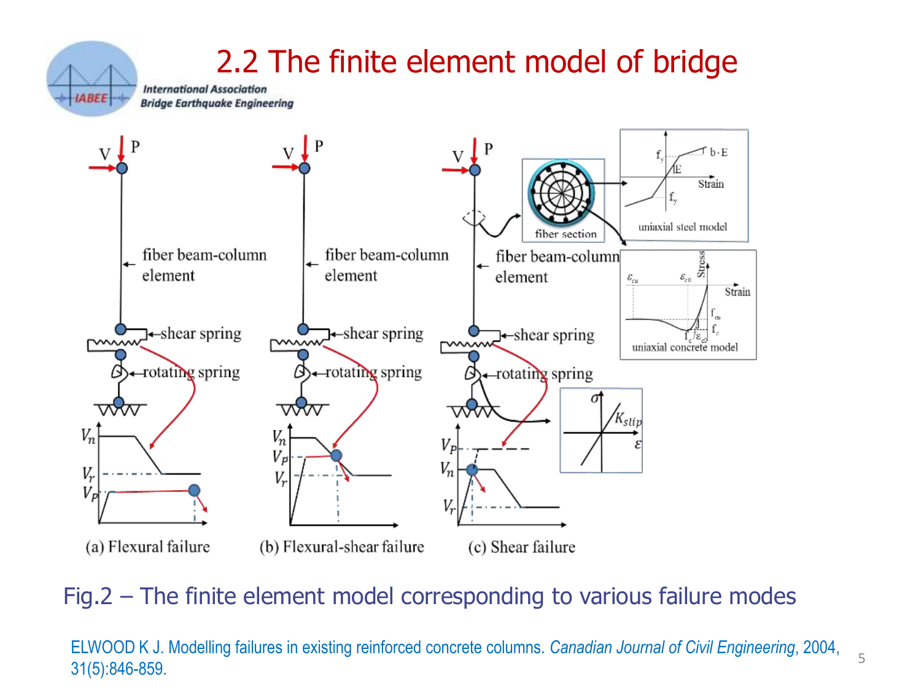## 2.2 The finite element model of bridge

Fig.2 – The finite element model corresponding to various failure modes

ELWOOD K J. Modelling failures in existing reinforced concrete columns. *Canadian Journal of Civil Engineering*, 2004, 31(5):846-859.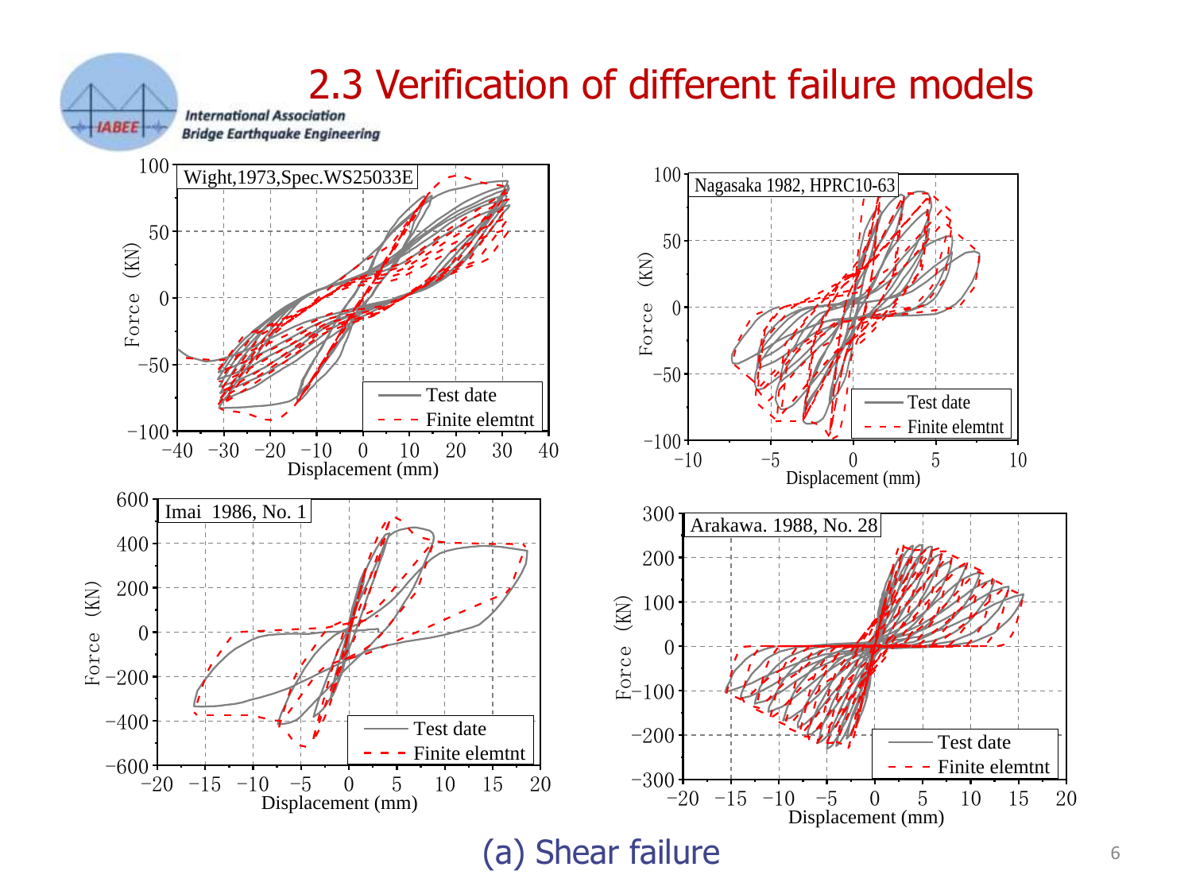## 2.3 Verification of different failure models

(a) Shear failure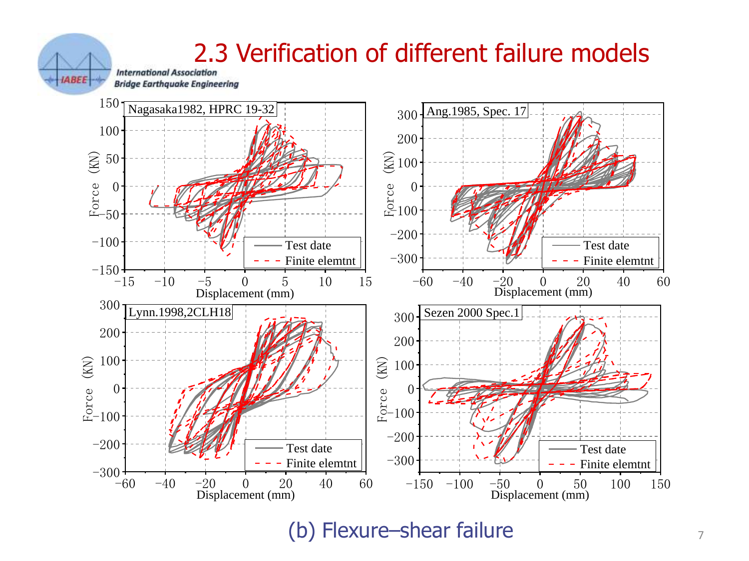## 2.3 Verification of different failure models

(b) Flexure–shear failure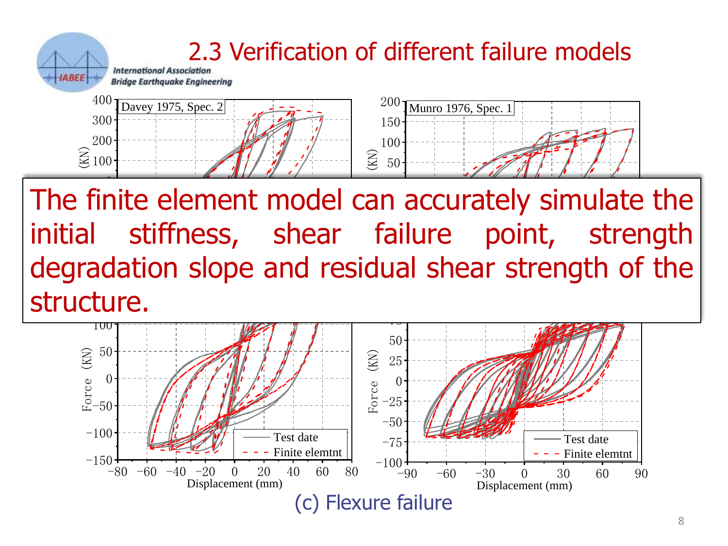## 2.3 Verification of different failure models

Davey 1975, Spec. 2

Munro 1976, Spec. 1

The finite element model can accurately simulate the initial stiffness, shear failure point, strength degradation slope and residual shear strength of the structure.

(c) Flexure failure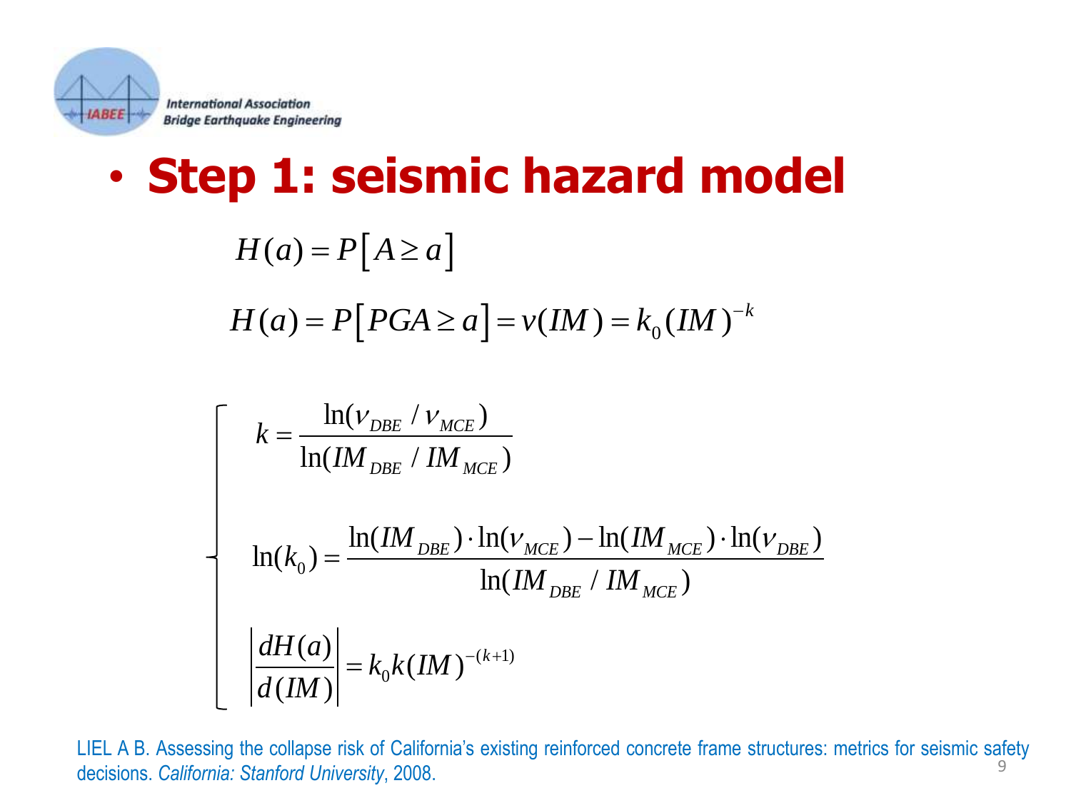## Step 1: seismic hazard model

$$H(a) = P\left[A \geq a\right]$$

$$H(a) = P\left[PGA \geq a\right] = v(IM) = k_0 (IM)^{-k}$$

$$\begin{cases} k = \dfrac{\ln(v_{DBE} / v_{MCE})}{\ln(IM_{DBE} / IM_{MCE})} \\[2ex] \ln(k_0) = \dfrac{\ln(IM_{DBE}) \cdot \ln(v_{MCE}) - \ln(IM_{MCE}) \cdot \ln(v_{DBE})}{\ln(IM_{DBE} / IM_{MCE})} \\[2ex] \left| \dfrac{dH(a)}{d(IM)} \right| = k_0 k (IM)^{-(k+1)} \end{cases}$$

LIEL A B. Assessing the collapse risk of California's existing reinforced concrete frame structures: metrics for seismic safety decisions. *California: Stanford University*, 2008.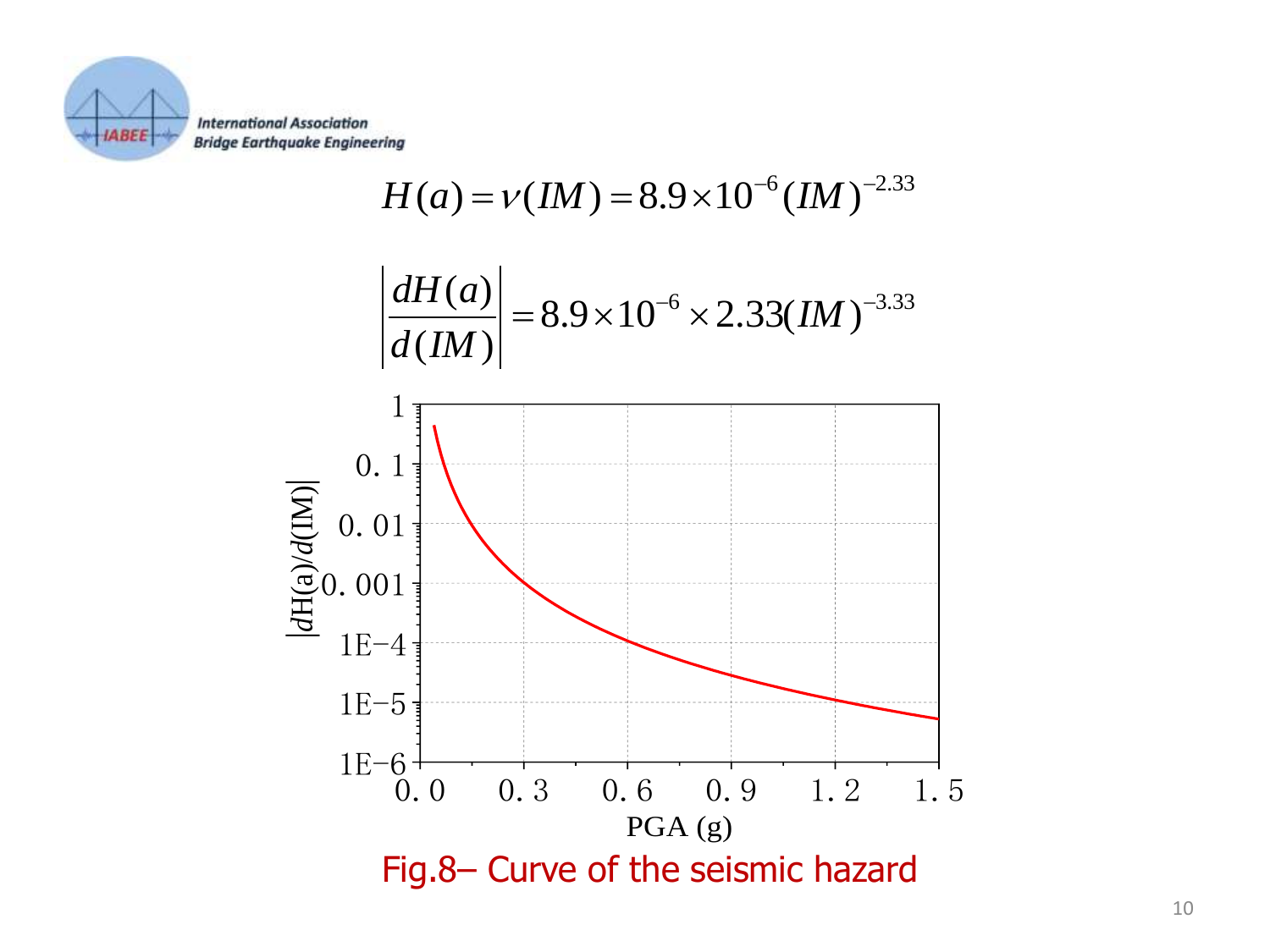$$H(a) = \nu(IM) = 8.9 \times 10^{-6} (IM)^{-2.33}$$

$$\left| \frac{dH(a)}{d(IM)} \right| = 8.9 \times 10^{-6} \times 2.33 (IM)^{-3.33}$$

Fig.8– Curve of the seismic hazard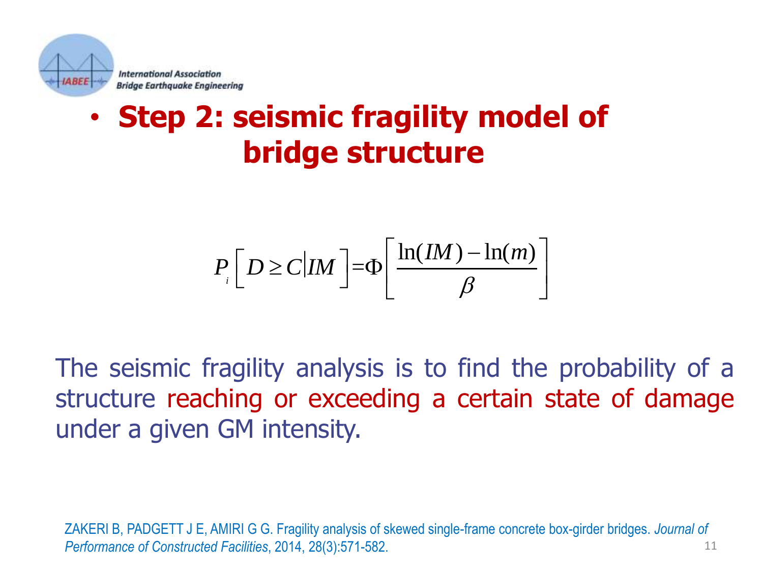- **Step 2: seismic fragility model of bridge structure**

$$P_i\left[D \geq C \middle| IM\right] = \Phi\left[\frac{\ln(IM) - \ln(m)}{\beta}\right]$$

The seismic fragility analysis is to find the probability of a structure reaching or exceeding a certain state of damage under a given GM intensity.

ZAKERI B, PADGETT J E, AMIRI G G. Fragility analysis of skewed single-frame concrete box-girder bridges. *Journal of Performance of Constructed Facilities*, 2014, 28(3):571-582.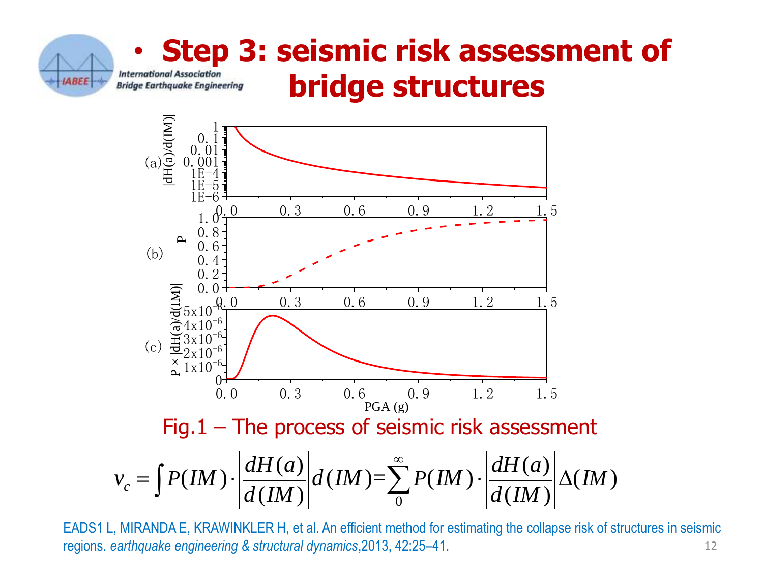# Step 3: seismic risk assessment of bridge structures

Fig.1 – The process of seismic risk assessment

$$v_c = \int P(IM) \cdot \left| \frac{dH(a)}{d(IM)} \right| d(IM) = \sum_{0}^{\infty} P(IM) \cdot \left| \frac{dH(a)}{d(IM)} \right| \Delta(IM)$$

EADS1 L, MIRANDA E, KRAWINKLER H, et al. An efficient method for estimating the collapse risk of structures in seismic regions. *earthquake engineering & structural dynamics*,2013, 42:25–41.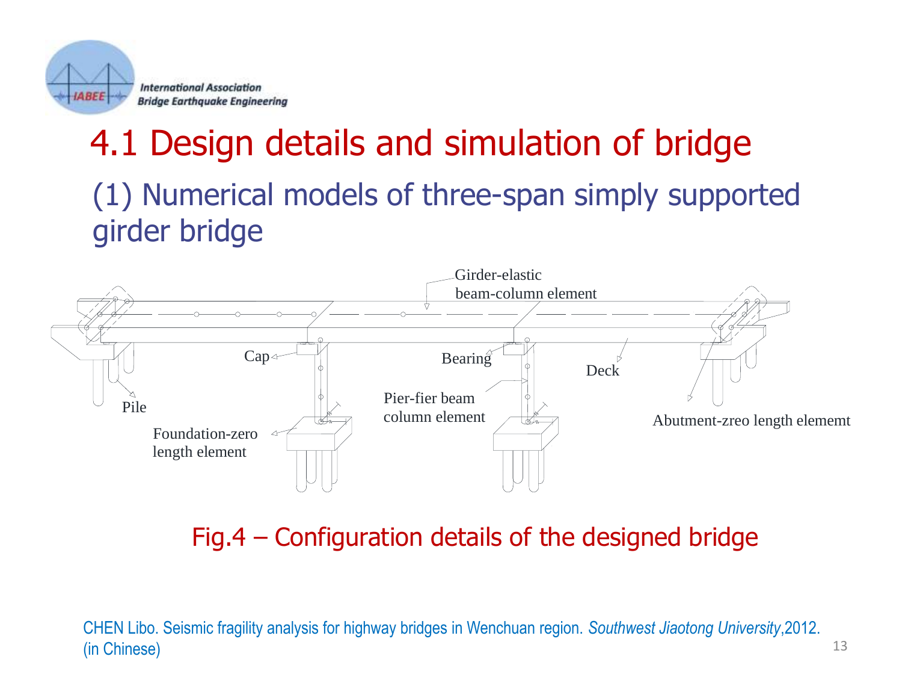# 4.1 Design details and simulation of bridge

## (1) Numerical models of three-span simply supported girder bridge

Girder-elastic beam-column element

Cap

Bearing

Deck

Pile

Pier-fier beam column element

Abutment-zreo length elememt

Foundation-zero length element

Fig.4 – Configuration details of the designed bridge

CHEN Libo. Seismic fragility analysis for highway bridges in Wenchuan region. *Southwest Jiaotong University*,2012. (in Chinese)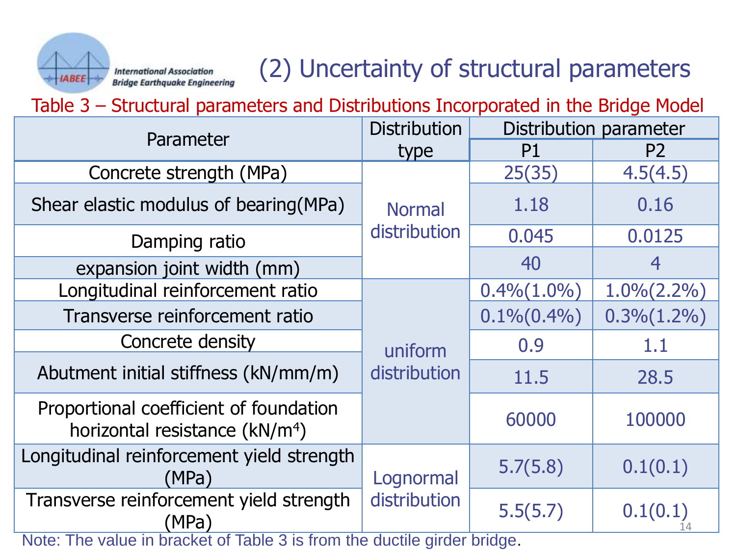# (2) Uncertainty of structural parameters

Table 3 – Structural parameters and Distributions Incorporated in the Bridge Model

| Parameter | Distribution type | Distribution parameter | |
|---|---|---|---|
| | | P1 | P2 |
| Concrete strength (MPa) | Normal distribution | 25(35) | 4.5(4.5) |
| Shear elastic modulus of bearing(MPa) | | 1.18 | 0.16 |
| Damping ratio | | 0.045 | 0.0125 |
| expansion joint width (mm) | | 40 | 4 |
| Longitudinal reinforcement ratio | uniform distribution | 0.4%(1.0%) | 1.0%(2.2%) |
| Transverse reinforcement ratio | | 0.1%(0.4%) | 0.3%(1.2%) |
| Concrete density | | 0.9 | 1.1 |
| Abutment initial stiffness (kN/mm/m) | | 11.5 | 28.5 |
| Proportional coefficient of foundation horizontal resistance ($kN/m^4$) | | 60000 | 100000 |
| Longitudinal reinforcement yield strength (MPa) | Lognormal distribution | 5.7(5.8) | 0.1(0.1) |
| Transverse reinforcement yield strength (MPa) | | 5.5(5.7) | 0.1(0.1) |

Note: The value in bracket of Table 3 is from the ductile girder bridge.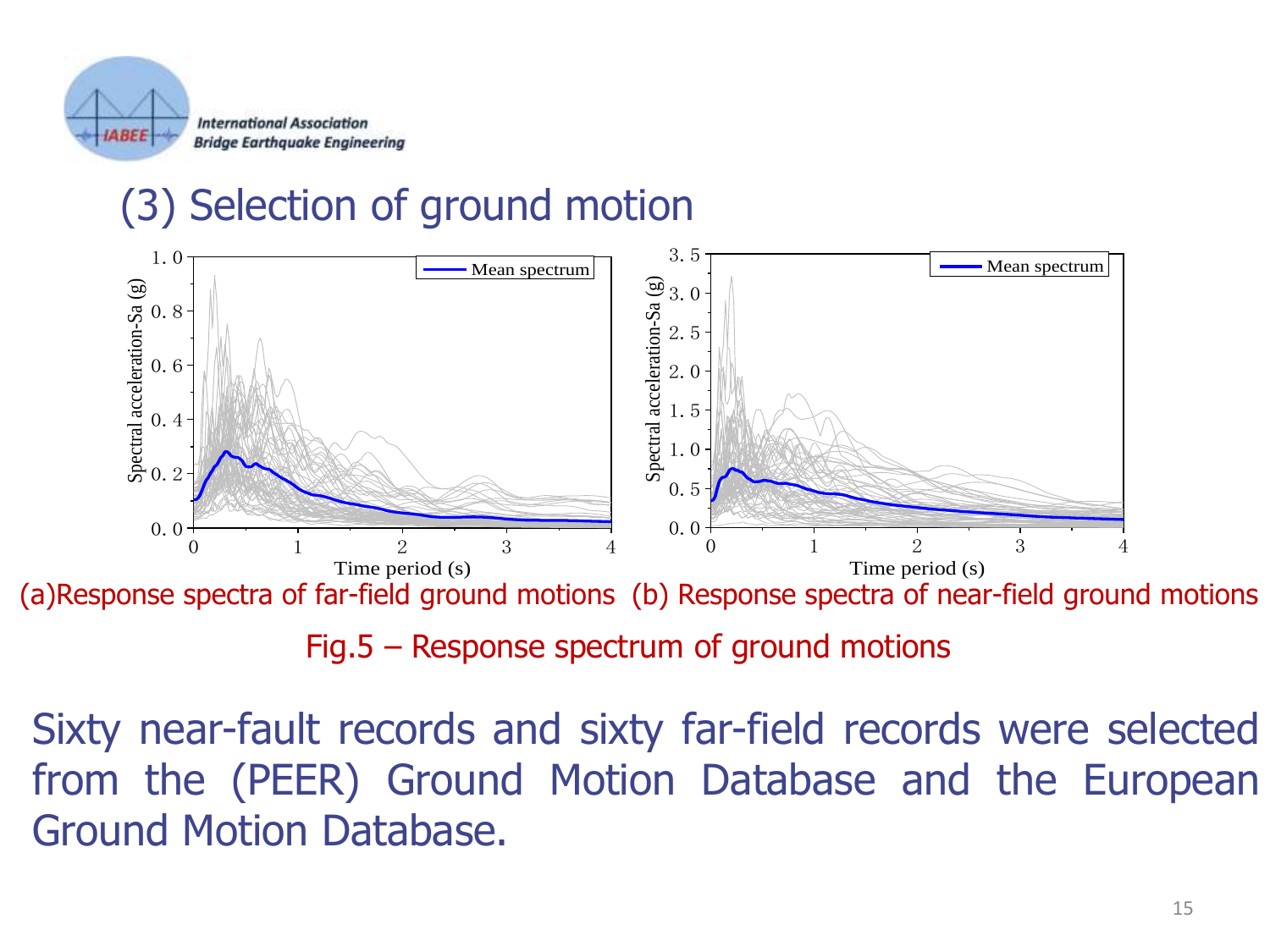## (3) Selection of ground motion

(a)Response spectra of far-field ground motions (b) Response spectra of near-field ground motions

Fig.5 – Response spectrum of ground motions

Sixty near-fault records and sixty far-field records were selected from the (PEER) Ground Motion Database and the European Ground Motion Database.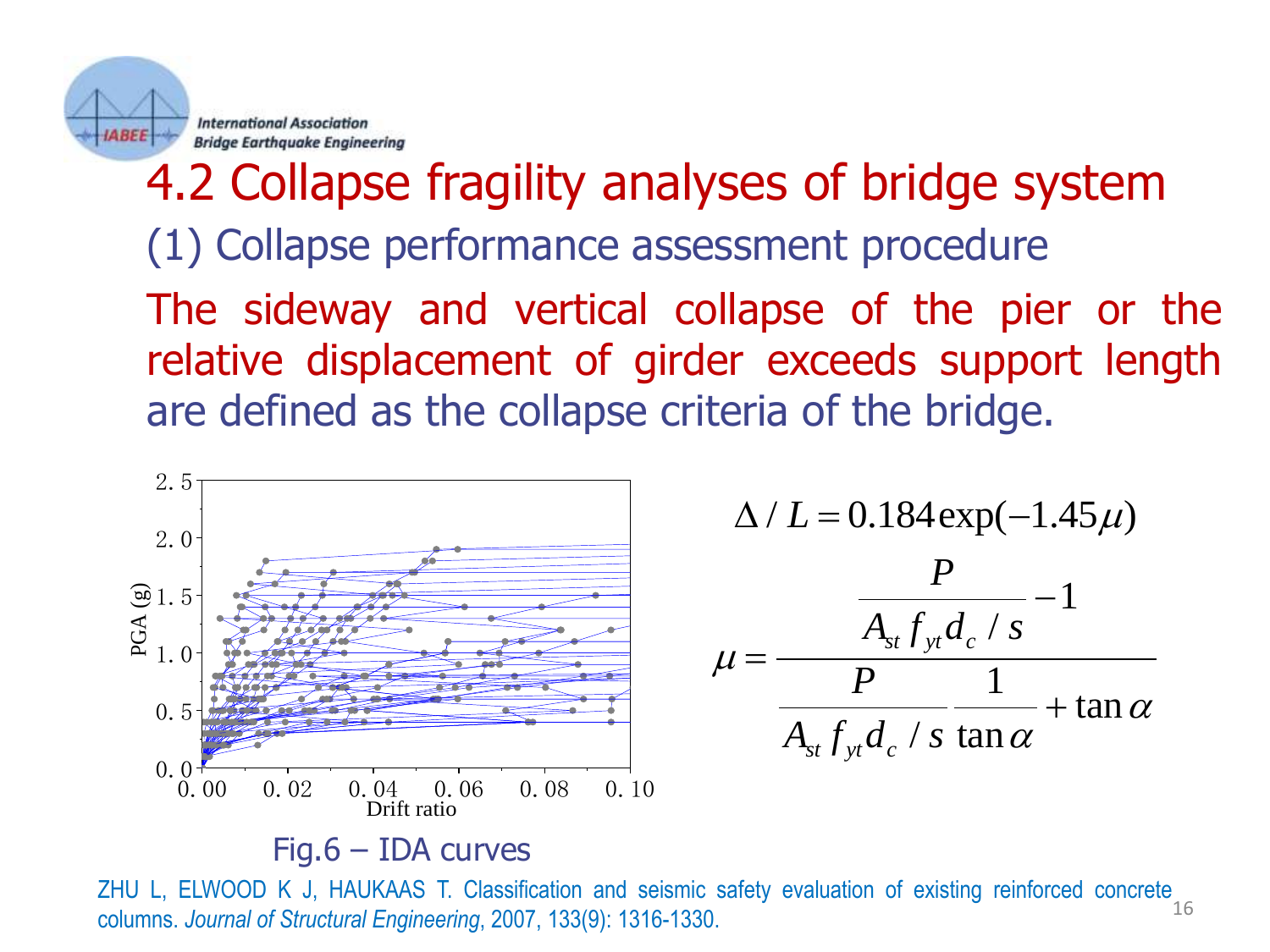# 4.2 Collapse fragility analyses of bridge system

## (1) Collapse performance assessment procedure

The sideway and vertical collapse of the pier or the relative displacement of girder exceeds support length are defined as the collapse criteria of the bridge.

$$\Delta / L = 0.184 \exp(-1.45\mu)$$

$$\mu = \frac{\dfrac{P}{A_{st} f_{yt} d_c / s} - 1}{\dfrac{P}{A_{st} f_{yt} d_c / s} \dfrac{1}{\tan\alpha} + \tan\alpha}$$

Fig.6 – IDA curves

ZHU L, ELWOOD K J, HAUKAAS T. Classification and seismic safety evaluation of existing reinforced concrete columns. *Journal of Structural Engineering*, 2007, 133(9): 1316-1330.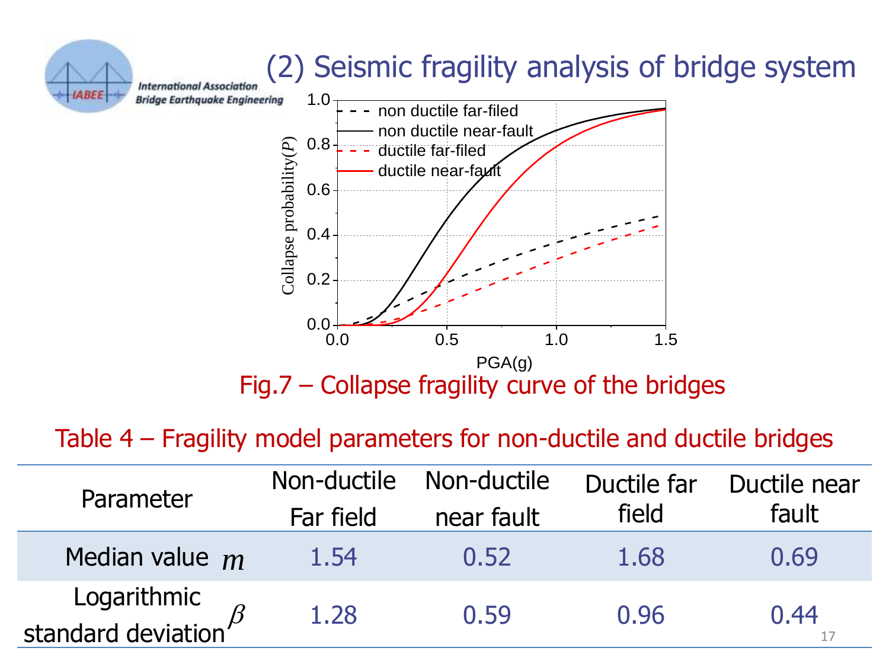## (2) Seismic fragility analysis of bridge system

Fig.7 – Collapse fragility curve of the bridges

Table 4 – Fragility model parameters for non-ductile and ductile bridges

| Parameter | Non-ductile Far field | Non-ductile near fault | Ductile far field | Ductile near fault |
|---|---|---|---|---|
| Median value $m$ | 1.54 | 0.52 | 1.68 | 0.69 |
| Logarithmic standard deviation $\beta$ | 1.28 | 0.59 | 0.96 | 0.44 |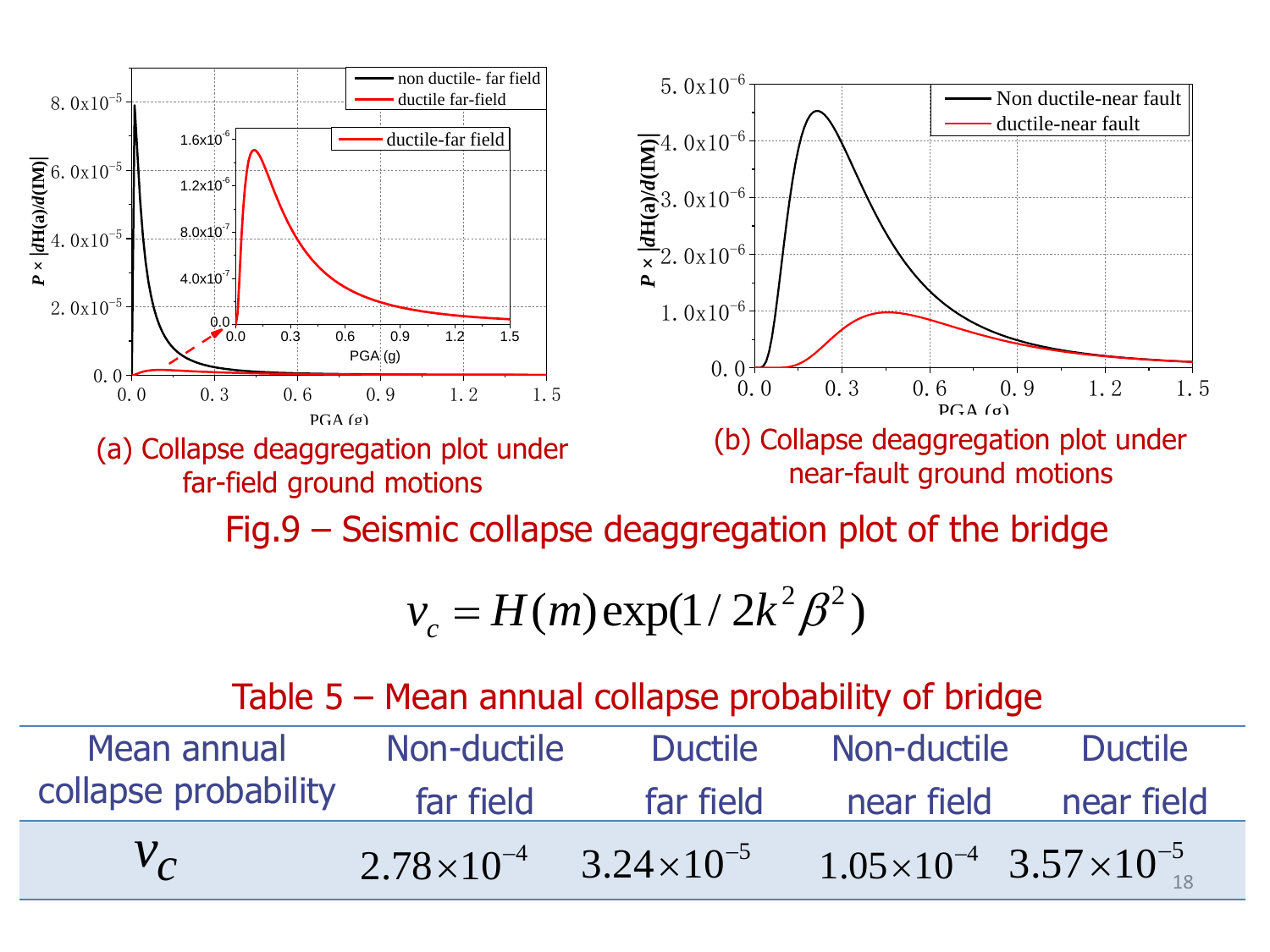(a) Collapse deaggregation plot under far-field ground motions

(b) Collapse deaggregation plot under near-fault ground motions

Fig.9 – Seismic collapse deaggregation plot of the bridge

$$v_c = H(m)\exp(1/2k^2\beta^2)$$

Table 5 – Mean annual collapse probability of bridge

| Mean annual collapse probability | Non-ductile far field | Ductile far field | Non-ductile near field | Ductile near field |
| --- | --- | --- | --- | --- |
| $v_c$ | $2.78\times10^{-4}$ | $3.24\times10^{-5}$ | $1.05\times10^{-4}$ | $3.57\times10^{-5}$ |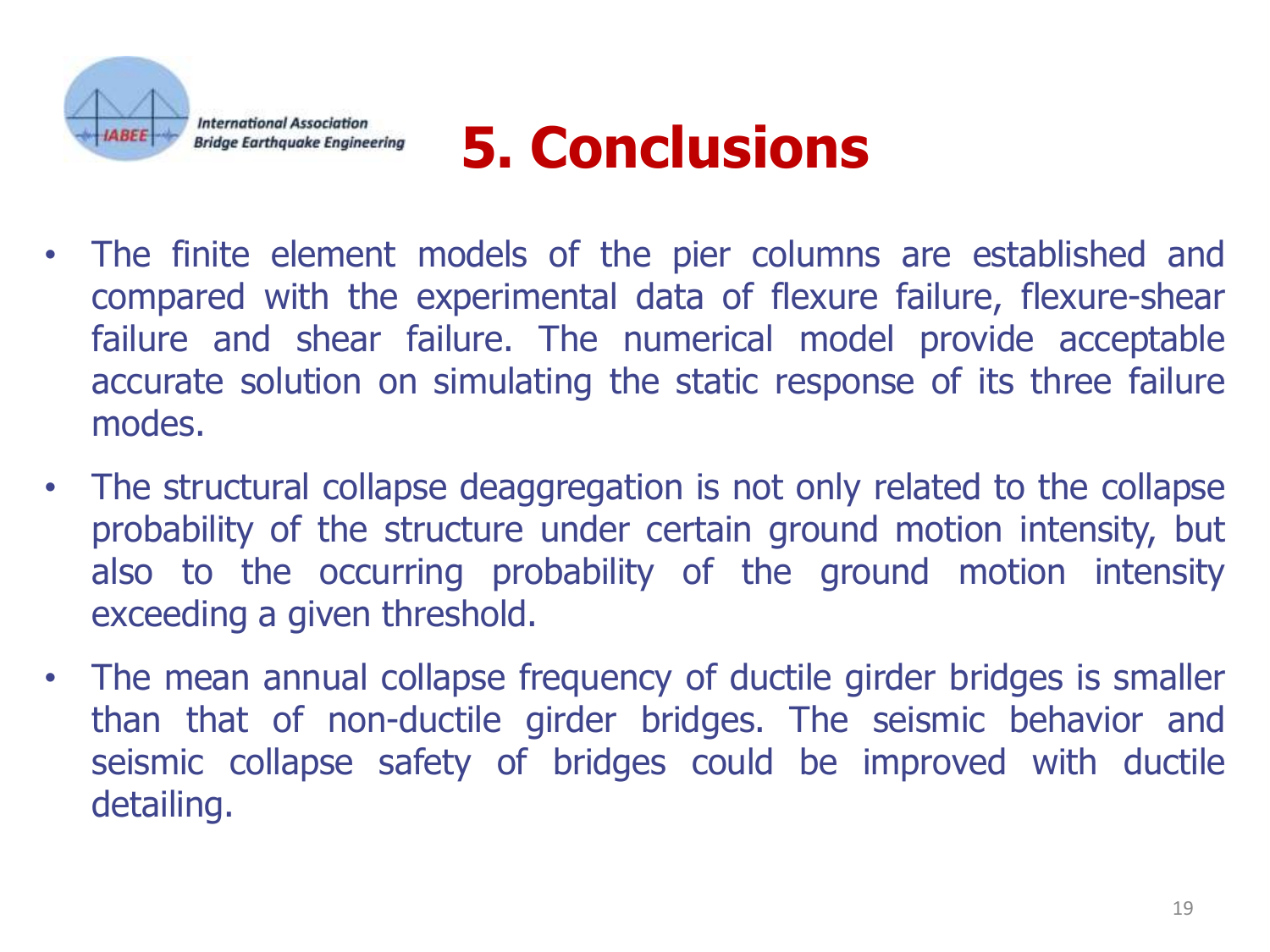# 5. Conclusions

- The finite element models of the pier columns are established and compared with the experimental data of flexure failure, flexure-shear failure and shear failure. The numerical model provide acceptable accurate solution on simulating the static response of its three failure modes.
- The structural collapse deaggregation is not only related to the collapse probability of the structure under certain ground motion intensity, but also to the occurring probability of the ground motion intensity exceeding a given threshold.
- The mean annual collapse frequency of ductile girder bridges is smaller than that of non-ductile girder bridges. The seismic behavior and seismic collapse safety of bridges could be improved with ductile detailing.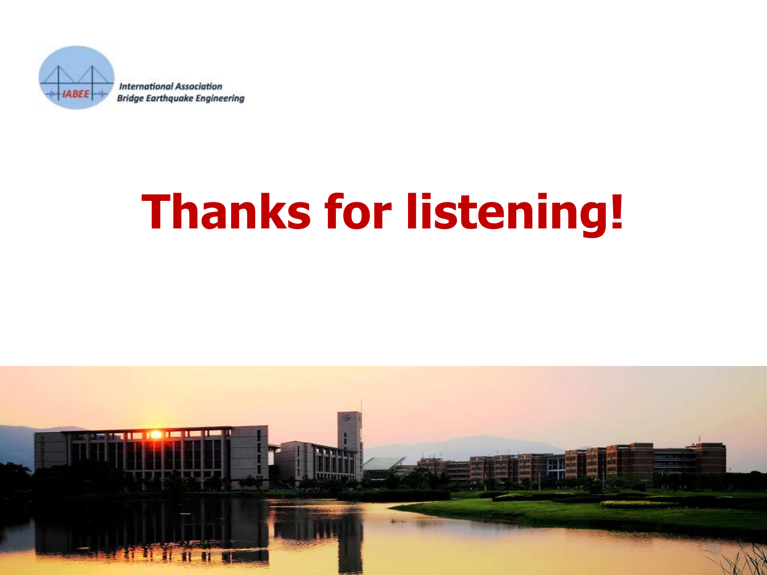International Association
Bridge Earthquake Engineering

# Thanks for listening!